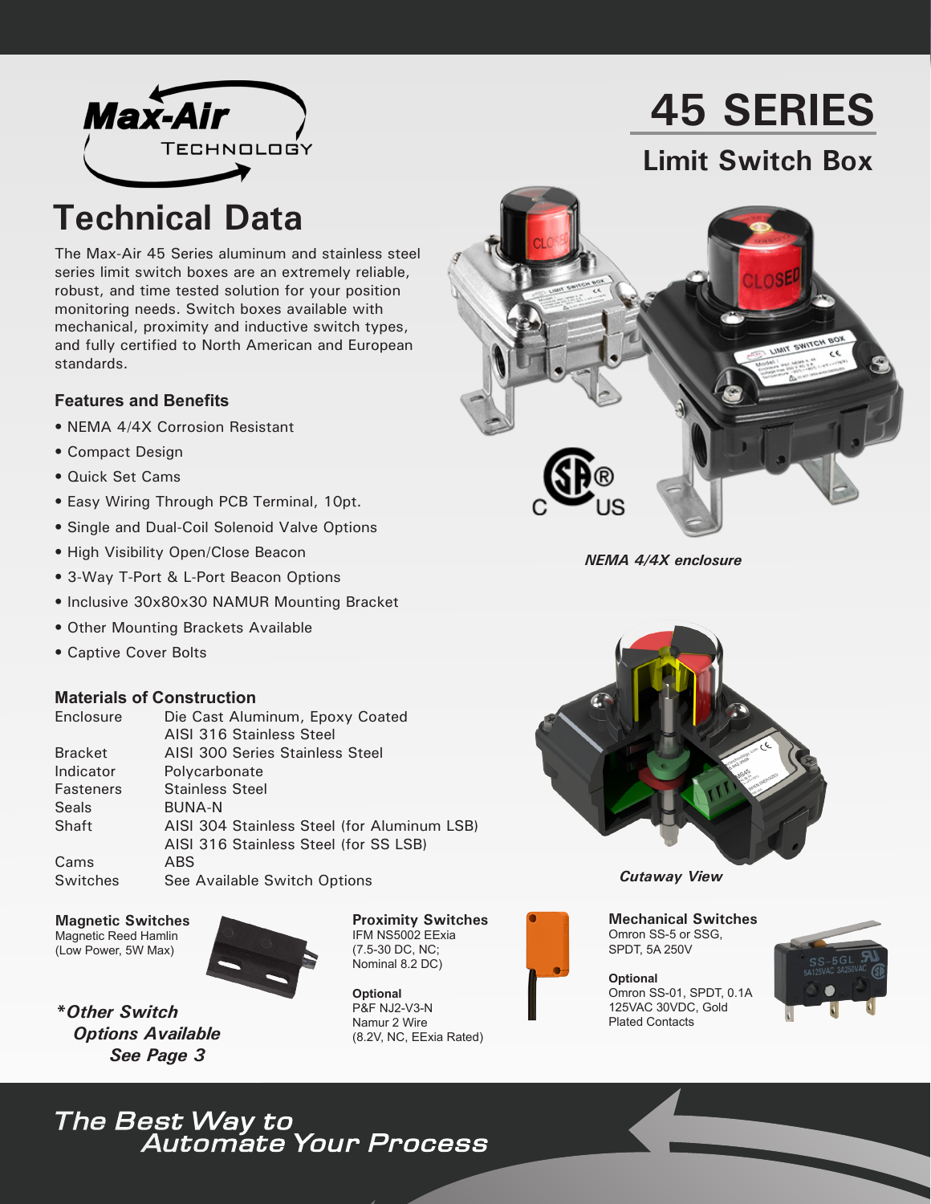Max-Air TECHNOLOGY

# 45 SERIES

## Limit Switch Box

# Technical Data

The Max-Air 45 Series aluminum and stainless steel series limit switch boxes are an extremely reliable, robust, and time tested solution for your position monitoring needs. Switch boxes available with mechanical, proximity and inductive switch types, and fully certified to North American and European standards.

### Features and Benefits

- NEMA 4/4X Corrosion Resistant
- Compact Design
- Quick Set Cams
- Easy Wiring Through PCB Terminal, 10pt.
- Single and Dual-Coil Solenoid Valve Options
- High Visibility Open/Close Beacon
- 3-Way T-Port & L-Port Beacon Options
- Inclusive 30x80x30 NAMUR Mounting Bracket
- Other Mounting Brackets Available
- Captive Cover Bolts

*NEMA 4/4X enclosure*

### Materials of Construction

| | |
|---|---|
| Enclosure | Die Cast Aluminum, Epoxy Coated<br>AISI 316 Stainless Steel |
| Bracket | AISI 300 Series Stainless Steel |
| Indicator | Polycarbonate |
| Fasteners | Stainless Steel |
| Seals | BUNA-N |
| Shaft | AISI 304 Stainless Steel (for Aluminum LSB)<br>AISI 316 Stainless Steel (for SS LSB) |
| Cams | ABS |
| Switches | See Available Switch Options |

*Cutaway View*

**Magnetic Switches**
Magnetic Reed Hamlin
(Low Power, 5W Max)

***Other Switch Options Available See Page 3***

**Proximity Switches**
IFM NS5002 EExia
(7.5-30 DC, NC;
Nominal 8.2 DC)

**Optional**
P&F NJ2-V3-N
Namur 2 Wire
(8.2V, NC, EExia Rated)

**Mechanical Switches**
Omron SS-5 or SSG,
SPDT, 5A 250V

**Optional**
Omron SS-01, SPDT, 0.1A
125VAC 30VDC, Gold
Plated Contacts

*The Best Way to Automate Your Process*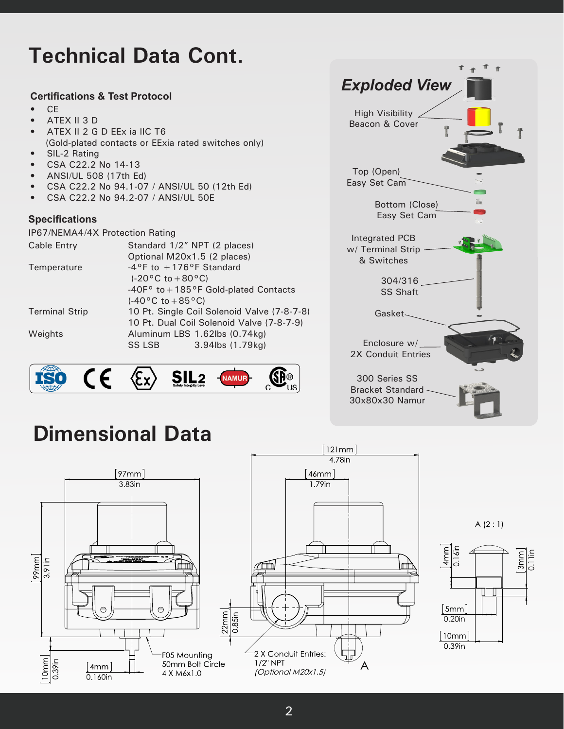# Technical Data Cont.

### Certifications & Test Protocol

- CE
- ATEX II 3 D
- ATEX II 2 G D EEx ia IIC T6
  (Gold-plated contacts or EExia rated switches only)
- SIL-2 Rating
- CSA C22.2 No 14-13
- ANSI/UL 508 (17th Ed)
- CSA C22.2 No 94.1-07 / ANSI/UL 50 (12th Ed)
- CSA C22.2 No 94.2-07 / ANSI/UL 50E

### Specifications

IP67/NEMA4/4X Protection Rating

| | |
|---|---|
| Cable Entry | Standard 1/2" NPT (2 places)<br>Optional M20x1.5 (2 places) |
| Temperature | -4°F to +176°F Standard<br>(-20°C to +80°C)<br>-40F° to +185°F Gold-plated Contacts<br>(-40°C to +85°C) |
| Terminal Strip | 10 Pt. Single Coil Solenoid Valve (7-8-7-8)<br>10 Pt. Dual Coil Solenoid Valve (7-8-7-9) |
| Weights | Aluminum LBS 1.62lbs (0.74kg)<br>SS LSB 3.94lbs (1.79kg) |

ISO · CE · Ex · SIL2 Safety Integrity Level · NAMUR · CSA C US

## Exploded View

- High Visibility Beacon & Cover
- Top (Open) Easy Set Cam
- Bottom (Close) Easy Set Cam
- Integrated PCB w/ Terminal Strip & Switches
- 304/316 SS Shaft
- Gasket
- Enclosure w/ 2X Conduit Entries
- 300 Series SS Bracket Standard 30x80x30 Namur

# Dimensional Data

[97mm] 3.83in; [99mm] 3.91in; [10mm] 0.39in; [4mm] 0.160in

F05 Mounting 50mm Bolt Circle 4 X M6x1.0

[121mm] 4.78in; [46mm] 1.79in; [22mm] 0.85in

2 X Conduit Entries: 1/2" NPT *(Optional M20x1.5)*

A

A (2 : 1)

[4mm] 0.16in; [3mm] 0.11in; [5mm] 0.20in; [10mm] 0.39in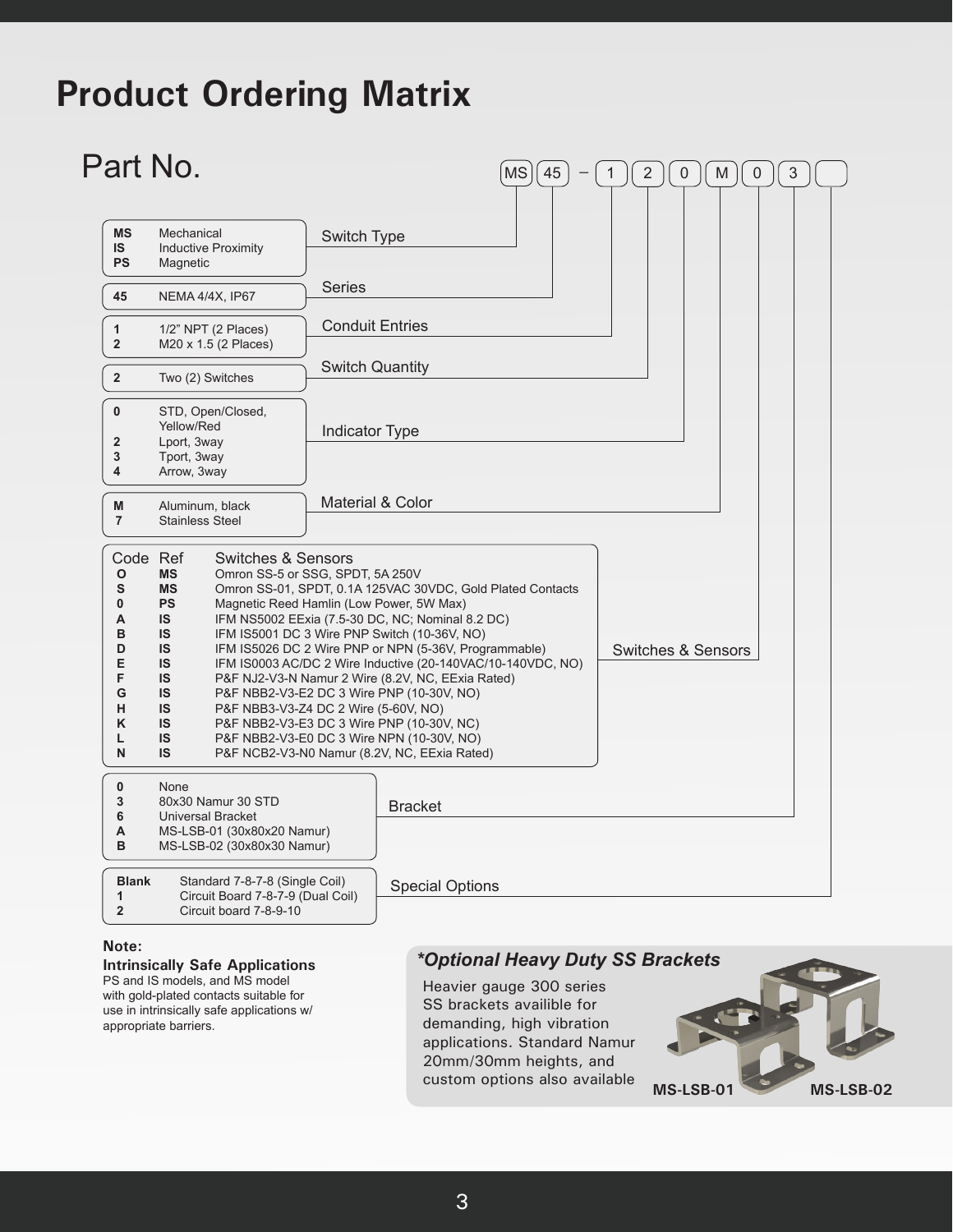# Product Ordering Matrix

## Part No.

MS | 45 – 1 | 2 | 0 | M | 0 | 3 | (blank)

### Switch Type

| Code | Description |
|---|---|
| **MS** | Mechanical |
| **IS** | Inductive Proximity |
| **PS** | Magnetic |

### Series

| Code | Description |
|---|---|
| **45** | NEMA 4/4X, IP67 |

### Conduit Entries

| Code | Description |
|---|---|
| **1** | 1/2" NPT (2 Places) |
| **2** | M20 x 1.5 (2 Places) |

### Switch Quantity

| Code | Description |
|---|---|
| **2** | Two (2) Switches |

### Indicator Type

| Code | Description |
|---|---|
| **0** | STD, Open/Closed, Yellow/Red |
| **2** | Lport, 3way |
| **3** | Tport, 3way |
| **4** | Arrow, 3way |

### Material & Color

| Code | Description |
|---|---|
| **M** | Aluminum, black |
| **7** | Stainless Steel |

### Switches & Sensors

| Code | Ref | Switches & Sensors |
|---|---|---|
| **O** | **MS** | Omron SS-5 or SSG, SPDT, 5A 250V |
| **S** | **MS** | Omron SS-01, SPDT, 0.1A 125VAC 30VDC, Gold Plated Contacts |
| **0** | **PS** | Magnetic Reed Hamlin (Low Power, 5W Max) |
| **A** | **IS** | IFM NS5002 EExia (7.5-30 DC, NC; Nominal 8.2 DC) |
| **B** | **IS** | IFM IS5001 DC 3 Wire PNP Switch (10-36V, NO) |
| **D** | **IS** | IFM IS5026 DC 2 Wire PNP or NPN (5-36V, Programmable) |
| **E** | **IS** | IFM IS0003 AC/DC 2 Wire Inductive (20-140VAC/10-140VDC, NO) |
| **F** | **IS** | P&F NJ2-V3-N Namur 2 Wire (8.2V, NC, EExia Rated) |
| **G** | **IS** | P&F NBB2-V3-E2 DC 3 Wire PNP (10-30V, NO) |
| **H** | **IS** | P&F NBB3-V3-Z4 DC 2 Wire (5-60V, NO) |
| **K** | **IS** | P&F NBB2-V3-E3 DC 3 Wire PNP (10-30V, NC) |
| **L** | **IS** | P&F NBB2-V3-E0 DC 3 Wire NPN (10-30V, NO) |
| **N** | **IS** | P&F NCB2-V3-N0 Namur (8.2V, NC, EExia Rated) |

### Bracket

| Code | Description |
|---|---|
| **0** | None |
| **3** | 80x30 Namur 30 STD |
| **6** | Universal Bracket |
| **A** | MS-LSB-01 (30x80x20 Namur) |
| **B** | MS-LSB-02 (30x80x30 Namur) |

### Special Options

| Code | Description |
|---|---|
| **Blank** | Standard 7-8-7-8 (Single Coil) |
| **1** | Circuit Board 7-8-7-9 (Dual Coil) |
| **2** | Circuit board 7-8-9-10 |

**Note:**

**Intrinsically Safe Applications**
PS and IS models, and MS model with gold-plated contacts suitable for use in intrinsically safe applications w/ appropriate barriers.

### *\*Optional Heavy Duty SS Brackets*

Heavier gauge 300 series SS brackets availible for demanding, high vibration applications. Standard Namur 20mm/30mm heights, and custom options also available

**MS-LSB-01** **MS-LSB-02**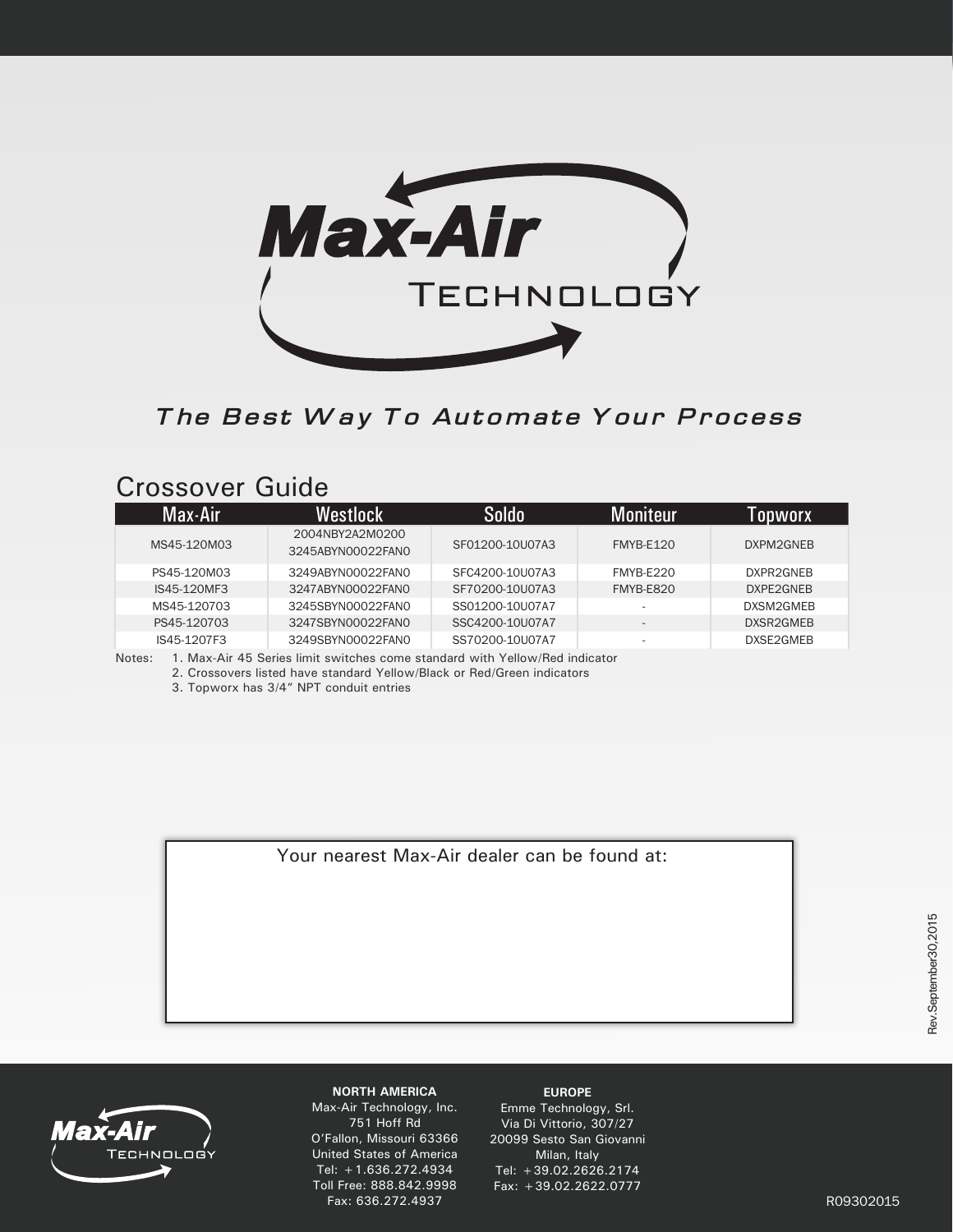*The Best Way To Automate Your Process*

## Crossover Guide

| Max-Air | Westlock | Soldo | Moniteur | Topworx |
|---|---|---|---|---|
| MS45-120M03 | 2004NBY2A2M0200<br>3245ABYN00022FAN0 | SF01200-10U07A3 | FMYB-E120 | DXPM2GNEB |
| PS45-120M03 | 3249ABYN00022FAN0 | SFC4200-10U07A3 | FMYB-E220 | DXPR2GNEB |
| IS45-120MF3 | 3247ABYN00022FAN0 | SF70200-10U07A3 | FMYB-E820 | DXPE2GNEB |
| MS45-120703 | 3245SBYN00022FAN0 | SS01200-10U07A7 | - | DXSM2GMEB |
| PS45-120703 | 3247SBYN00022FAN0 | SSC4200-10U07A7 | - | DXSR2GMEB |
| IS45-1207F3 | 3249SBYN00022FAN0 | SS70200-10U07A7 | - | DXSE2GMEB |

Notes:
1. Max-Air 45 Series limit switches come standard with Yellow/Red indicator
2. Crossovers listed have standard Yellow/Black or Red/Green indicators
3. Topworx has 3/4" NPT conduit entries

Your nearest Max-Air dealer can be found at:

Rev.September30,2015

**NORTH AMERICA**
Max-Air Technology, Inc.
751 Hoff Rd
O'Fallon, Missouri 63366
United States of America
Tel: +1.636.272.4934
Toll Free: 888.842.9998
Fax: 636.272.4937

**EUROPE**
Emme Technology, Srl.
Via Di Vittorio, 307/27
20099 Sesto San Giovanni
Milan, Italy
Tel: +39.02.2626.2174
Fax: +39.02.2622.0777

R09302015